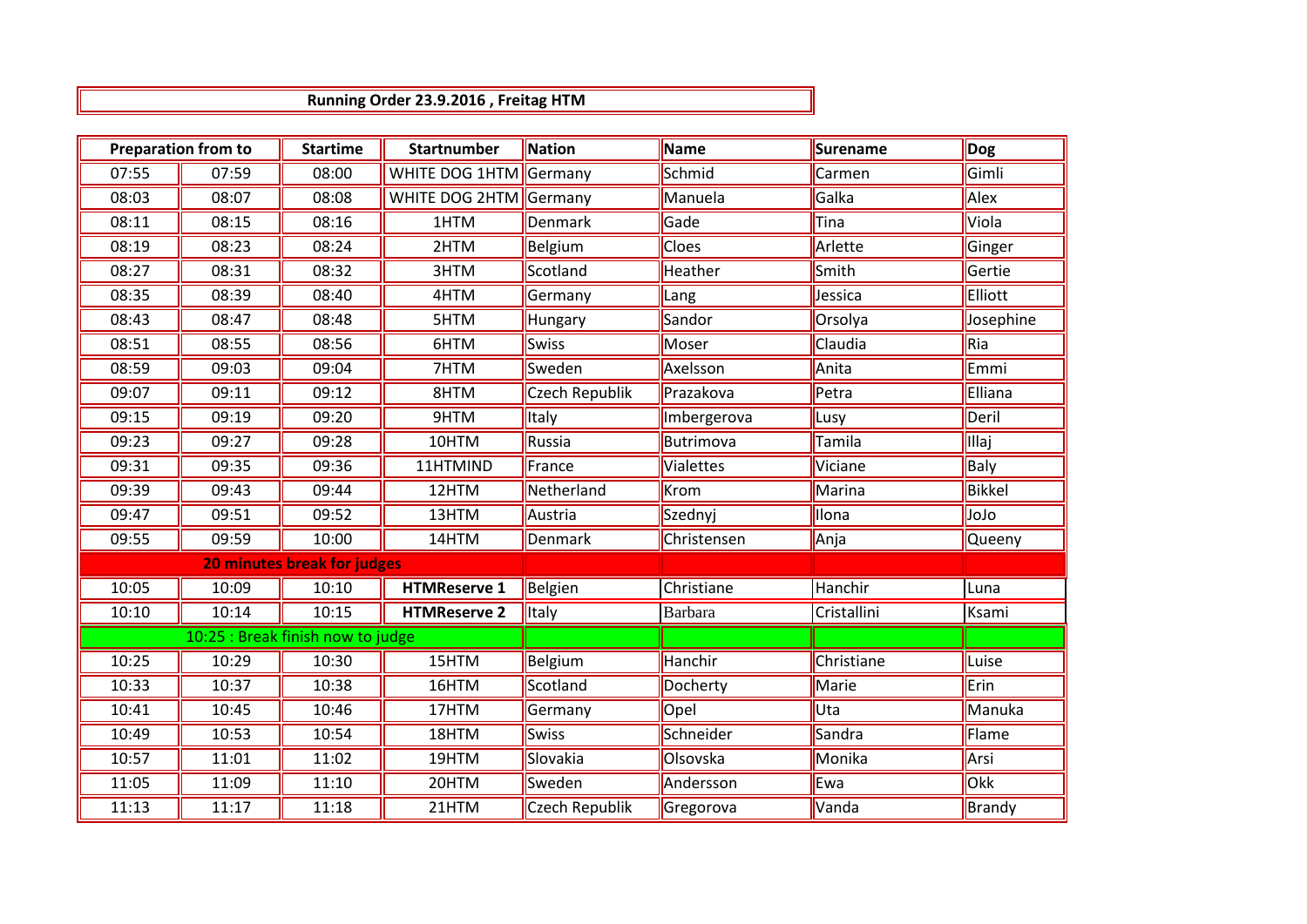**Running Order 23.9.2016 , Freitag HTM**

| Preparation from to | | Startime | Startnumber | Nation | Name | Surename | Dog |
|---|---|---|---|---|---|---|---|
| 07:55 | 07:59 | 08:00 | WHITE DOG 1HTM | Germany | Schmid | Carmen | Gimli |
| 08:03 | 08:07 | 08:08 | WHITE DOG 2HTM | Germany | Manuela | Galka | Alex |
| 08:11 | 08:15 | 08:16 | 1HTM | Denmark | Gade | Tina | Viola |
| 08:19 | 08:23 | 08:24 | 2HTM | Belgium | Cloes | Arlette | Ginger |
| 08:27 | 08:31 | 08:32 | 3HTM | Scotland | Heather | Smith | Gertie |
| 08:35 | 08:39 | 08:40 | 4HTM | Germany | Lang | Jessica | Elliott |
| 08:43 | 08:47 | 08:48 | 5HTM | Hungary | Sandor | Orsolya | Josephine |
| 08:51 | 08:55 | 08:56 | 6HTM | Swiss | Moser | Claudia | Ria |
| 08:59 | 09:03 | 09:04 | 7HTM | Sweden | Axelsson | Anita | Emmi |
| 09:07 | 09:11 | 09:12 | 8HTM | Czech Republik | Prazakova | Petra | Elliana |
| 09:15 | 09:19 | 09:20 | 9HTM | Italy | Imbergerova | Lusy | Deril |
| 09:23 | 09:27 | 09:28 | 10HTM | Russia | Butrimova | Tamila | Illaj |
| 09:31 | 09:35 | 09:36 | 11HTMIND | France | Vialettes | Viciane | Baly |
| 09:39 | 09:43 | 09:44 | 12HTM | Netherland | Krom | Marina | Bikkel |
| 09:47 | 09:51 | 09:52 | 13HTM | Austria | Szednyj | Ilona | JoJo |
| 09:55 | 09:59 | 10:00 | 14HTM | Denmark | Christensen | Anja | Queeny |
| **20 minutes break for judges** | | | | | | | |
| 10:05 | 10:09 | 10:10 | **HTMReserve 1** | Belgien | Christiane | Hanchir | Luna |
| 10:10 | 10:14 | 10:15 | **HTMReserve 2** | Italy | Barbara | Cristallini | Ksami |
| 10:25 : Break finish now to judge | | | | | | | |
| 10:25 | 10:29 | 10:30 | 15HTM | Belgium | Hanchir | Christiane | Luise |
| 10:33 | 10:37 | 10:38 | 16HTM | Scotland | Docherty | Marie | Erin |
| 10:41 | 10:45 | 10:46 | 17HTM | Germany | Opel | Uta | Manuka |
| 10:49 | 10:53 | 10:54 | 18HTM | Swiss | Schneider | Sandra | Flame |
| 10:57 | 11:01 | 11:02 | 19HTM | Slovakia | Olsovska | Monika | Arsi |
| 11:05 | 11:09 | 11:10 | 20HTM | Sweden | Andersson | Ewa | Okk |
| 11:13 | 11:17 | 11:18 | 21HTM | Czech Republik | Gregorova | Vanda | Brandy |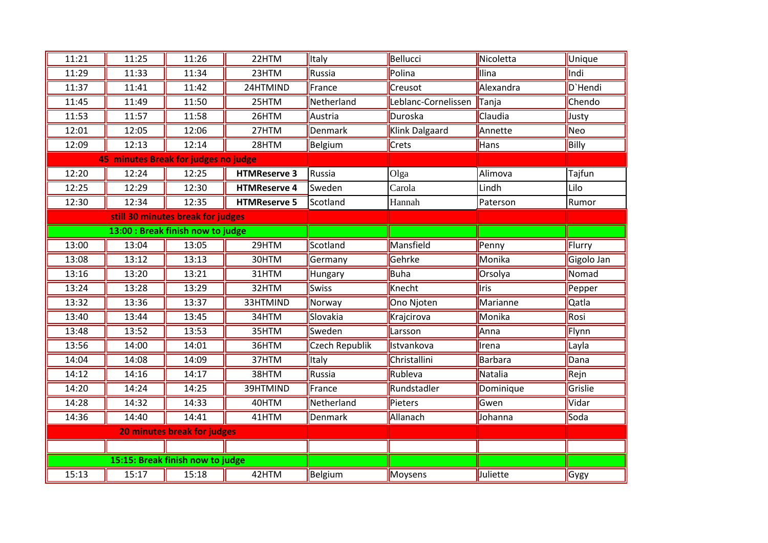| | | | | | | | |
|---|---|---|---|---|---|---|---|
| 11:21 | 11:25 | 11:26 | 22HTM | Italy | Bellucci | Nicoletta | Unique |
| 11:29 | 11:33 | 11:34 | 23HTM | Russia | Polina | Ilina | Indi |
| 11:37 | 11:41 | 11:42 | 24HTMIND | France | Creusot | Alexandra | D`Hendi |
| 11:45 | 11:49 | 11:50 | 25HTM | Netherland | Leblanc-Cornelissen | Tanja | Chendo |
| 11:53 | 11:57 | 11:58 | 26HTM | Austria | Duroska | Claudia | Justy |
| 12:01 | 12:05 | 12:06 | 27HTM | Denmark | Klink Dalgaard | Annette | Neo |
| 12:09 | 12:13 | 12:14 | 28HTM | Belgium | Crets | Hans | Billy |
| **45 minutes Break for judges no judge** | | | | | | | |
| 12:20 | 12:24 | 12:25 | **HTMReserve 3** | Russia | Olga | Alimova | Tajfun |
| 12:25 | 12:29 | 12:30 | **HTMReserve 4** | Sweden | Carola | Lindh | Lilo |
| 12:30 | 12:34 | 12:35 | **HTMReserve 5** | Scotland | Hannah | Paterson | Rumor |
| **still 30 minutes break for judges** | | | | | | | |
| **13:00 : Break finish now to judge** | | | | | | | |
| 13:00 | 13:04 | 13:05 | 29HTM | Scotland | Mansfield | Penny | Flurry |
| 13:08 | 13:12 | 13:13 | 30HTM | Germany | Gehrke | Monika | Gigolo Jan |
| 13:16 | 13:20 | 13:21 | 31HTM | Hungary | Buha | Orsolya | Nomad |
| 13:24 | 13:28 | 13:29 | 32HTM | Swiss | Knecht | Iris | Pepper |
| 13:32 | 13:36 | 13:37 | 33HTMIND | Norway | Ono Njoten | Marianne | Qatla |
| 13:40 | 13:44 | 13:45 | 34HTM | Slovakia | Krajcirova | Monika | Rosi |
| 13:48 | 13:52 | 13:53 | 35HTM | Sweden | Larsson | Anna | Flynn |
| 13:56 | 14:00 | 14:01 | 36HTM | Czech Republik | Istvankova | Irena | Layla |
| 14:04 | 14:08 | 14:09 | 37HTM | Italy | Christallini | Barbara | Dana |
| 14:12 | 14:16 | 14:17 | 38HTM | Russia | Rubleva | Natalia | Rejn |
| 14:20 | 14:24 | 14:25 | 39HTMIND | France | Rundstadler | Dominique | Grislie |
| 14:28 | 14:32 | 14:33 | 40HTM | Netherland | Pieters | Gwen | Vidar |
| 14:36 | 14:40 | 14:41 | 41HTM | Denmark | Allanach | Johanna | Soda |
| **20 minutes break for judges** | | | | | | | |
| | | | | | | | |
| **15:15: Break finish now to judge** | | | | | | | |
| 15:13 | 15:17 | 15:18 | 42HTM | Belgium | Moysens | Juliette | Gygy |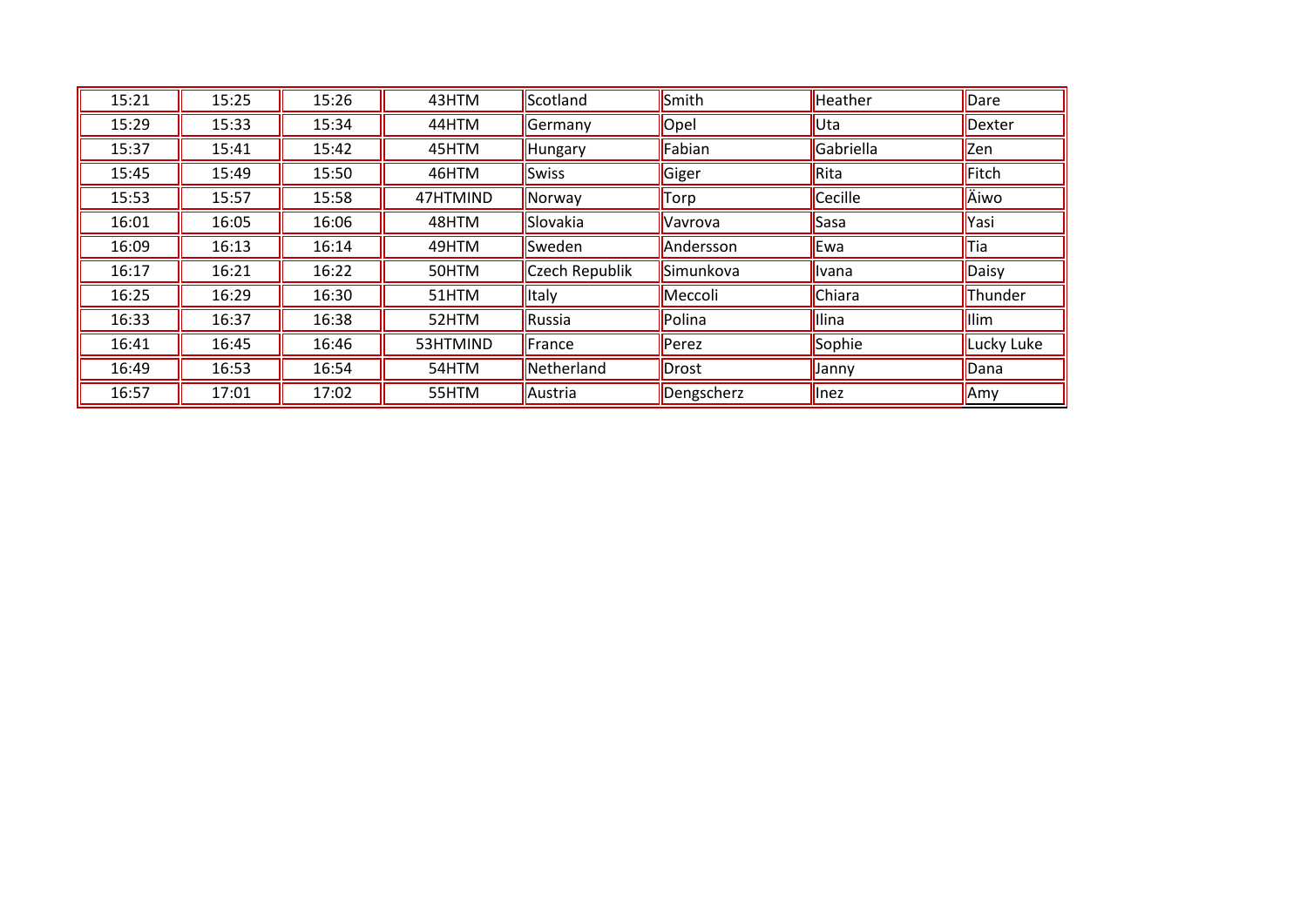| | | | | | | | |
|---|---|---|---|---|---|---|---|
| 15:21 | 15:25 | 15:26 | 43HTM | Scotland | Smith | Heather | Dare |
| 15:29 | 15:33 | 15:34 | 44HTM | Germany | Opel | Uta | Dexter |
| 15:37 | 15:41 | 15:42 | 45HTM | Hungary | Fabian | Gabriella | Zen |
| 15:45 | 15:49 | 15:50 | 46HTM | Swiss | Giger | Rita | Fitch |
| 15:53 | 15:57 | 15:58 | 47HTMIND | Norway | Torp | Cecille | Äiwo |
| 16:01 | 16:05 | 16:06 | 48HTM | Slovakia | Vavrova | Sasa | Yasi |
| 16:09 | 16:13 | 16:14 | 49HTM | Sweden | Andersson | Ewa | Tia |
| 16:17 | 16:21 | 16:22 | 50HTM | Czech Republik | Simunkova | Ivana | Daisy |
| 16:25 | 16:29 | 16:30 | 51HTM | Italy | Meccoli | Chiara | Thunder |
| 16:33 | 16:37 | 16:38 | 52HTM | Russia | Polina | Ilina | Ilim |
| 16:41 | 16:45 | 16:46 | 53HTMIND | France | Perez | Sophie | Lucky Luke |
| 16:49 | 16:53 | 16:54 | 54HTM | Netherland | Drost | Janny | Dana |
| 16:57 | 17:01 | 17:02 | 55HTM | Austria | Dengscherz | Inez | Amy |